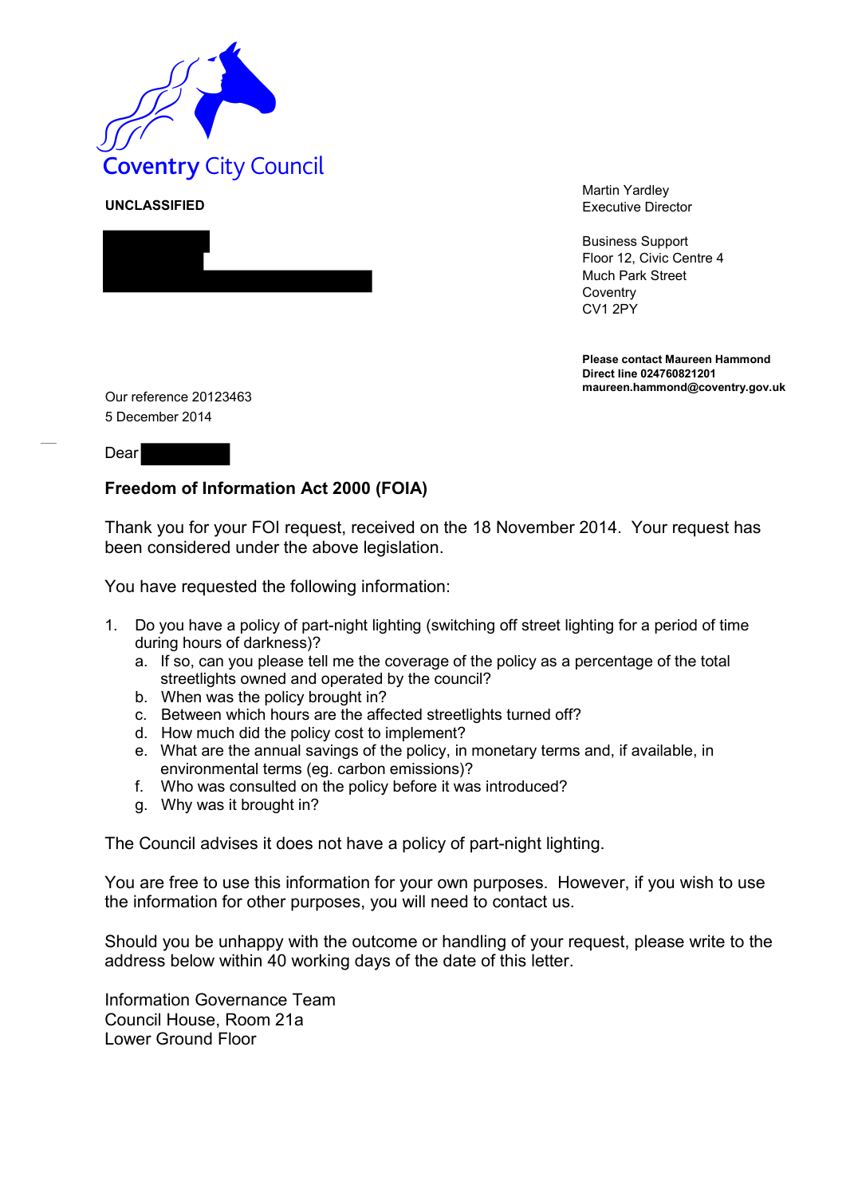Coventry City Council

**UNCLASSIFIED**

Martin Yardley
Executive Director

Business Support
Floor 12, Civic Centre 4
Much Park Street
Coventry
CV1 2PY

**Please contact Maureen Hammond**
**Direct line 024760821201**
**maureen.hammond@coventry.gov.uk**

Our reference 20123463
5 December 2014

Dear

**Freedom of Information Act 2000 (FOIA)**

Thank you for your FOI request, received on the 18 November 2014. Your request has been considered under the above legislation.

You have requested the following information:

1. Do you have a policy of part-night lighting (switching off street lighting for a period of time during hours of darkness)?
   a. If so, can you please tell me the coverage of the policy as a percentage of the total streetlights owned and operated by the council?
   b. When was the policy brought in?
   c. Between which hours are the affected streetlights turned off?
   d. How much did the policy cost to implement?
   e. What are the annual savings of the policy, in monetary terms and, if available, in environmental terms (eg. carbon emissions)?
   f. Who was consulted on the policy before it was introduced?
   g. Why was it brought in?

The Council advises it does not have a policy of part-night lighting.

You are free to use this information for your own purposes. However, if you wish to use the information for other purposes, you will need to contact us.

Should you be unhappy with the outcome or handling of your request, please write to the address below within 40 working days of the date of this letter.

Information Governance Team
Council House, Room 21a
Lower Ground Floor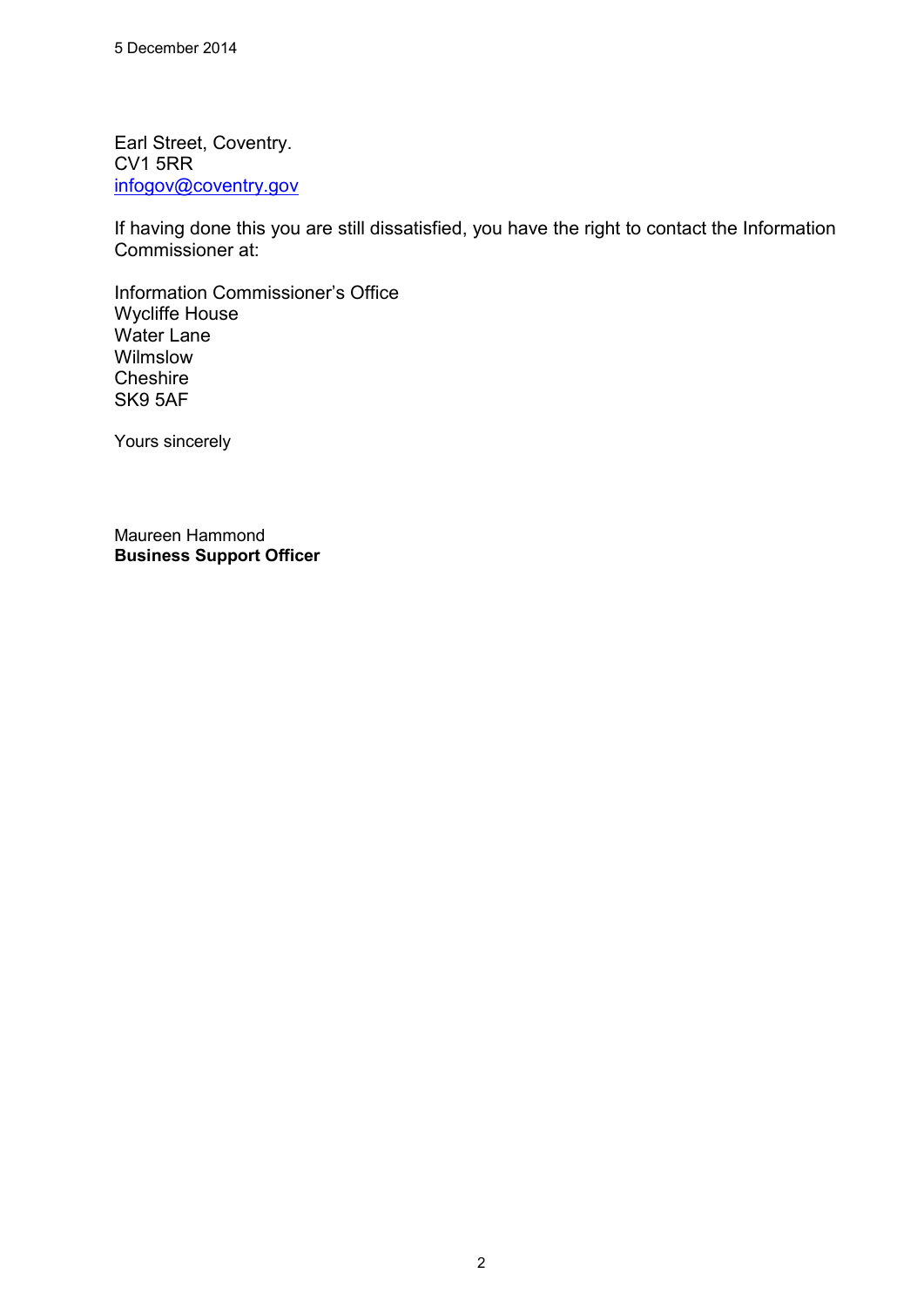Earl Street, Coventry.
CV1 5RR
infogov@coventry.gov

If having done this you are still dissatisfied, you have the right to contact the Information Commissioner at:

Information Commissioner's Office
Wycliffe House
Water Lane
Wilmslow
Cheshire
SK9 5AF

Yours sincerely

Maureen Hammond
**Business Support Officer**